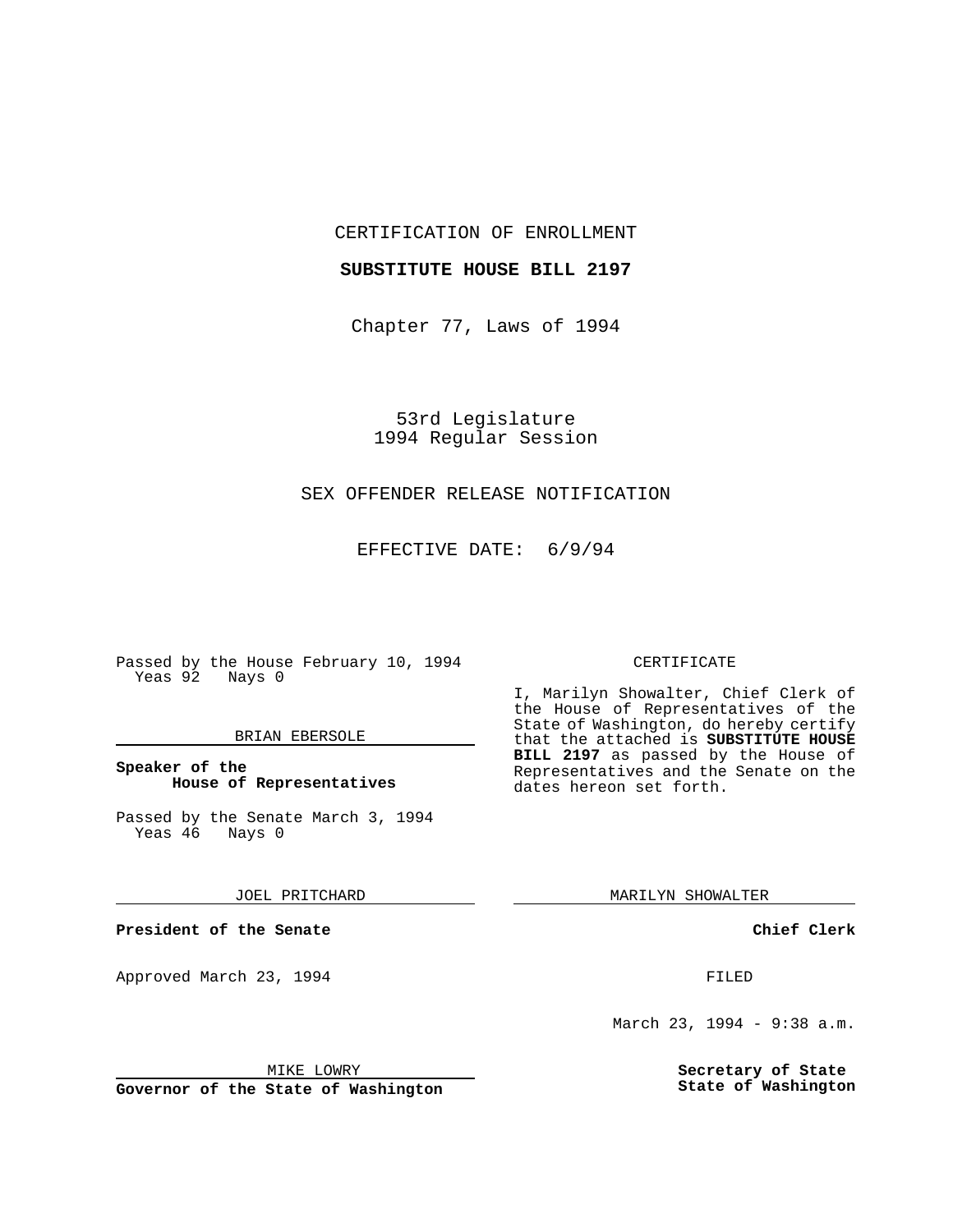CERTIFICATION OF ENROLLMENT

**SUBSTITUTE HOUSE BILL 2197**

Chapter 77, Laws of 1994

53rd Legislature
1994 Regular Session

SEX OFFENDER RELEASE NOTIFICATION

EFFECTIVE DATE: 6/9/94

Passed by the House February 10, 1994
Yeas 92 Nays 0

BRIAN EBERSOLE

**Speaker of the House of Representatives**

Passed by the Senate March 3, 1994
Yeas 46 Nays 0

JOEL PRITCHARD

**President of the Senate**

Approved March 23, 1994

MIKE LOWRY

**Governor of the State of Washington**

CERTIFICATE

I, Marilyn Showalter, Chief Clerk of the House of Representatives of the State of Washington, do hereby certify that the attached is **SUBSTITUTE HOUSE BILL 2197** as passed by the House of Representatives and the Senate on the dates hereon set forth.

MARILYN SHOWALTER

**Chief Clerk**

FILED

March 23, 1994 - 9:38 a.m.

**Secretary of State**
**State of Washington**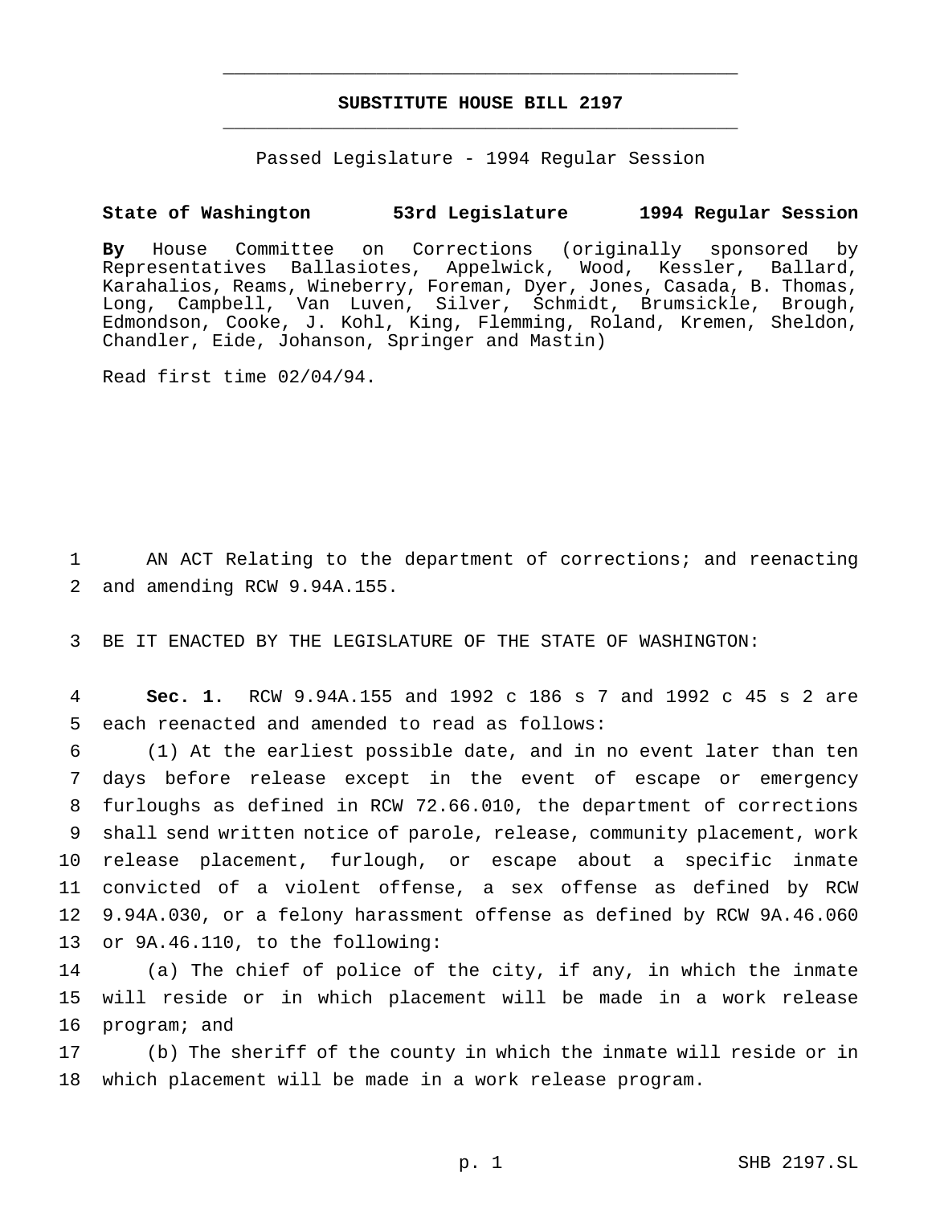SUBSTITUTE HOUSE BILL 2197

Passed Legislature - 1994 Regular Session

**State of Washington 53rd Legislature 1994 Regular Session**

**By** House Committee on Corrections (originally sponsored by Representatives Ballasiotes, Appelwick, Wood, Kessler, Ballard, Karahalios, Reams, Wineberry, Foreman, Dyer, Jones, Casada, B. Thomas, Long, Campbell, Van Luven, Silver, Schmidt, Brumsickle, Brough, Edmondson, Cooke, J. Kohl, King, Flemming, Roland, Kremen, Sheldon, Chandler, Eide, Johanson, Springer and Mastin)

Read first time 02/04/94.

AN ACT Relating to the department of corrections; and reenacting and amending RCW 9.94A.155.

BE IT ENACTED BY THE LEGISLATURE OF THE STATE OF WASHINGTON:

**Sec. 1.** RCW 9.94A.155 and 1992 c 186 s 7 and 1992 c 45 s 2 are each reenacted and amended to read as follows:

(1) At the earliest possible date, and in no event later than ten days before release except in the event of escape or emergency furloughs as defined in RCW 72.66.010, the department of corrections shall send written notice of parole, release, community placement, work release placement, furlough, or escape about a specific inmate convicted of a violent offense, a sex offense as defined by RCW 9.94A.030, or a felony harassment offense as defined by RCW 9A.46.060 or 9A.46.110, to the following:

(a) The chief of police of the city, if any, in which the inmate will reside or in which placement will be made in a work release program; and

(b) The sheriff of the county in which the inmate will reside or in which placement will be made in a work release program.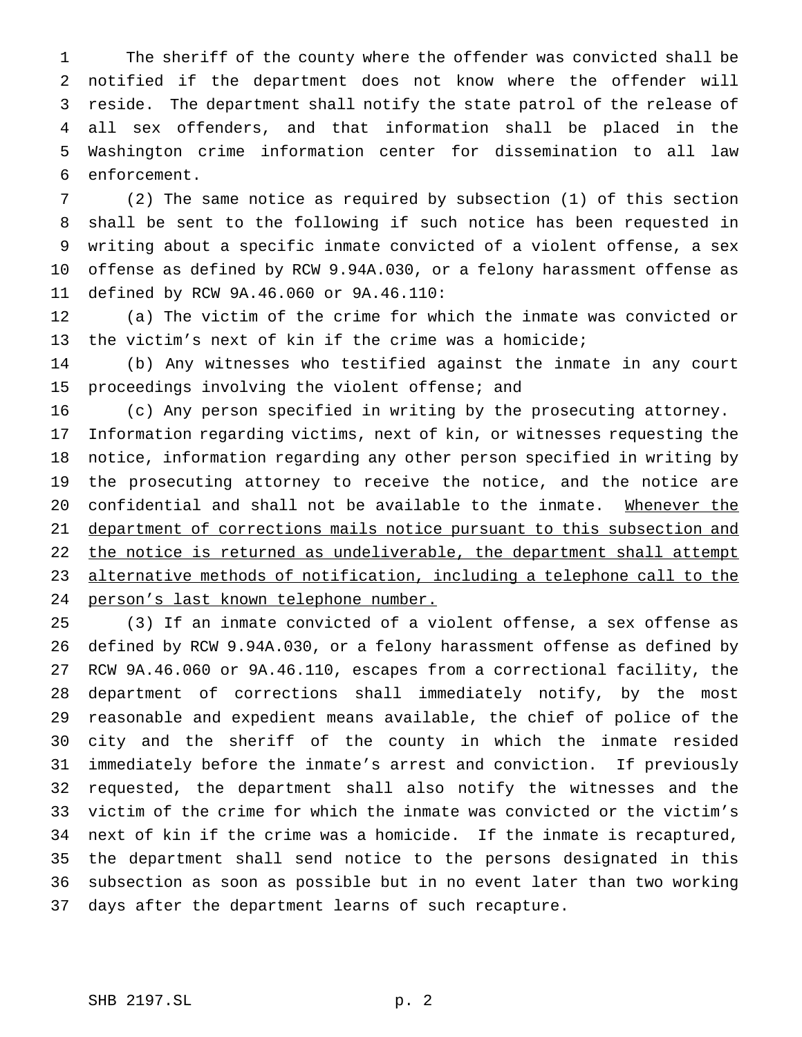The sheriff of the county where the offender was convicted shall be notified if the department does not know where the offender will reside. The department shall notify the state patrol of the release of all sex offenders, and that information shall be placed in the Washington crime information center for dissemination to all law enforcement.

(2) The same notice as required by subsection (1) of this section shall be sent to the following if such notice has been requested in writing about a specific inmate convicted of a violent offense, a sex offense as defined by RCW 9.94A.030, or a felony harassment offense as defined by RCW 9A.46.060 or 9A.46.110:

(a) The victim of the crime for which the inmate was convicted or the victim's next of kin if the crime was a homicide;

(b) Any witnesses who testified against the inmate in any court proceedings involving the violent offense; and

(c) Any person specified in writing by the prosecuting attorney. Information regarding victims, next of kin, or witnesses requesting the notice, information regarding any other person specified in writing by the prosecuting attorney to receive the notice, and the notice are confidential and shall not be available to the inmate. <u>Whenever the department of corrections mails notice pursuant to this subsection and the notice is returned as undeliverable, the department shall attempt alternative methods of notification, including a telephone call to the person's last known telephone number.</u>

(3) If an inmate convicted of a violent offense, a sex offense as defined by RCW 9.94A.030, or a felony harassment offense as defined by RCW 9A.46.060 or 9A.46.110, escapes from a correctional facility, the department of corrections shall immediately notify, by the most reasonable and expedient means available, the chief of police of the city and the sheriff of the county in which the inmate resided immediately before the inmate's arrest and conviction. If previously requested, the department shall also notify the witnesses and the victim of the crime for which the inmate was convicted or the victim's next of kin if the crime was a homicide. If the inmate is recaptured, the department shall send notice to the persons designated in this subsection as soon as possible but in no event later than two working days after the department learns of such recapture.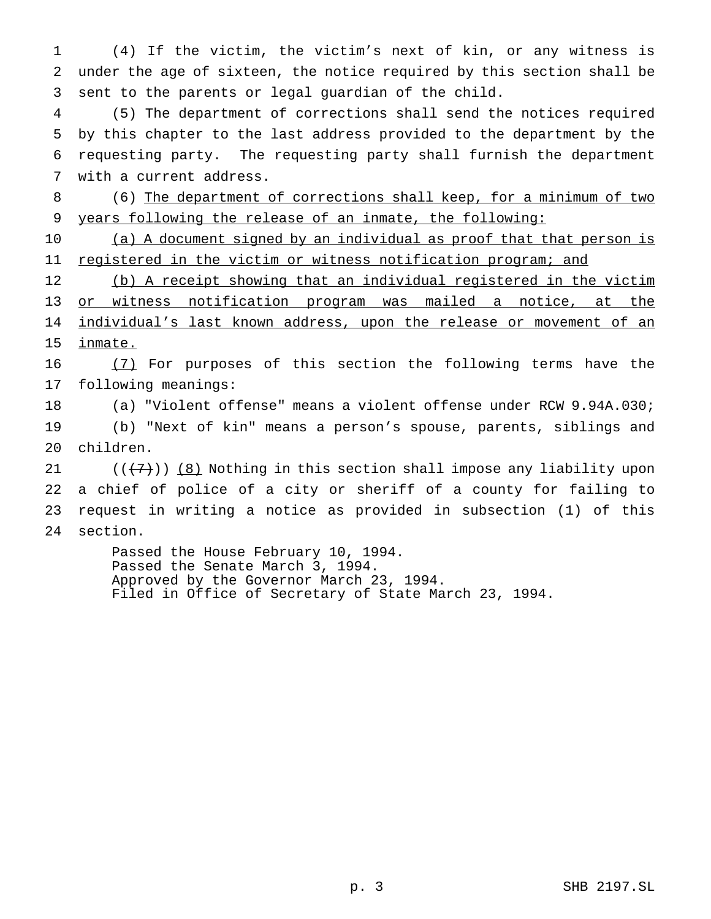(4) If the victim, the victim's next of kin, or any witness is under the age of sixteen, the notice required by this section shall be sent to the parents or legal guardian of the child.

(5) The department of corrections shall send the notices required by this chapter to the last address provided to the department by the requesting party. The requesting party shall furnish the department with a current address.

(6) The department of corrections shall keep, for a minimum of two years following the release of an inmate, the following:

(a) A document signed by an individual as proof that that person is registered in the victim or witness notification program; and

(b) A receipt showing that an individual registered in the victim or witness notification program was mailed a notice, at the individual's last known address, upon the release or movement of an inmate.

(7) For purposes of this section the following terms have the following meanings:

(a) "Violent offense" means a violent offense under RCW 9.94A.030;

(b) "Next of kin" means a person's spouse, parents, siblings and children.

~~((7))~~ (8) Nothing in this section shall impose any liability upon a chief of police of a city or sheriff of a county for failing to request in writing a notice as provided in subsection (1) of this section.

Passed the House February 10, 1994.
Passed the Senate March 3, 1994.
Approved by the Governor March 23, 1994.
Filed in Office of Secretary of State March 23, 1994.